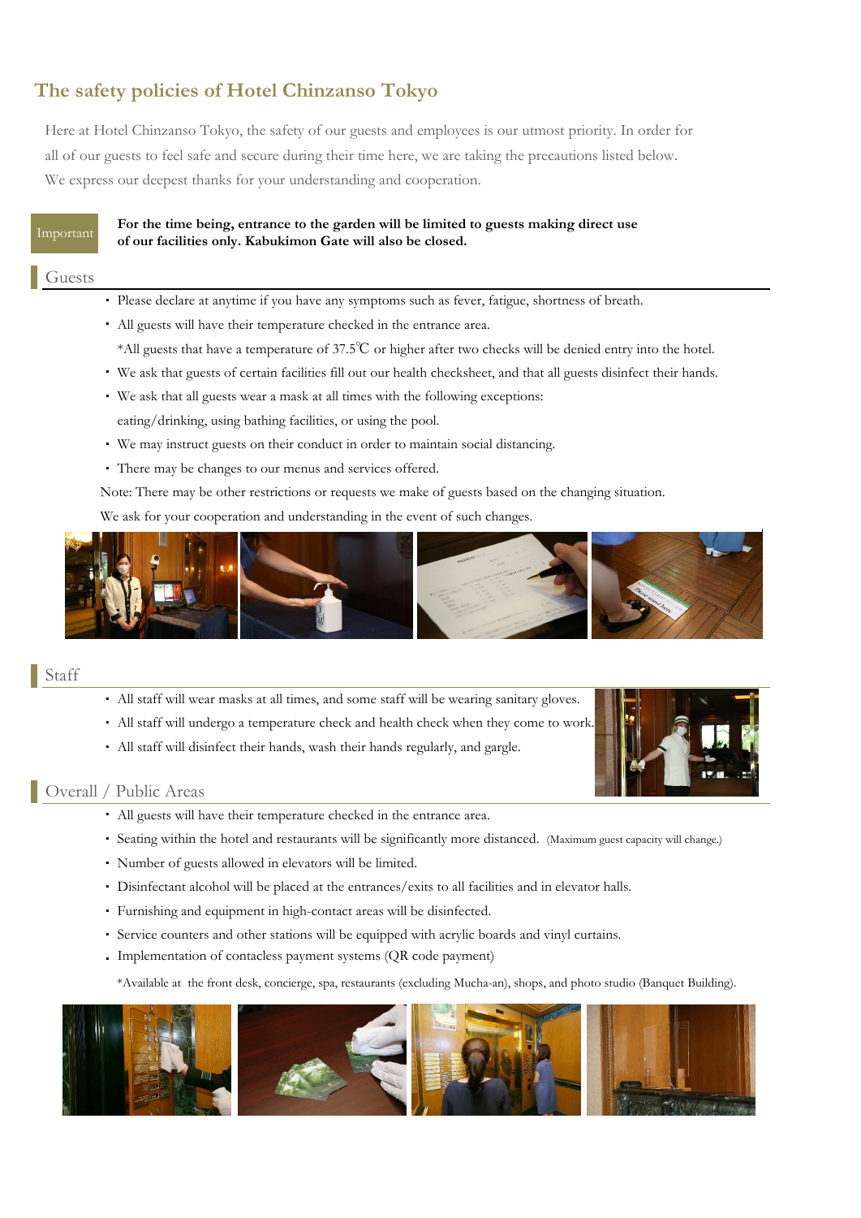# The safety policies of Hotel Chinzanso Tokyo

Here at Hotel Chinzanso Tokyo, the safety of our guests and employees is our utmost priority. In order for all of our guests to feel safe and secure during their time here, we are taking the precautions listed below. We express our deepest thanks for your understanding and cooperation.

Important

**For the time being, entrance to the garden will be limited to guests making direct use of our facilities only. Kabukimon Gate will also be closed.**

## Guests

- Please declare at anytime if you have any symptoms such as fever, fatigue, shortness of breath.
- All guests will have their temperature checked in the entrance area.
  *All guests that have a temperature of 37.5℃ or higher after two checks will be denied entry into the hotel.
- We ask that guests of certain facilities fill out our health checksheet, and that all guests disinfect their hands.
- We ask that all guests wear a mask at all times with the following exceptions:
  eating/drinking, using bathing facilities, or using the pool.
- We may instruct guests on their conduct in order to maintain social distancing.
- There may be changes to our menus and services offered.

Note: There may be other restrictions or requests we make of guests based on the changing situation.
We ask for your cooperation and understanding in the event of such changes.

## Staff

- All staff will wear masks at all times, and some staff will be wearing sanitary gloves.
- All staff will undergo a temperature check and health check when they come to work.
- All staff will disinfect their hands, wash their hands regularly, and gargle.

## Overall / Public Areas

- All guests will have their temperature checked in the entrance area.
- Seating within the hotel and restaurants will be significantly more distanced. (Maximum guest capacity will change.)
- Number of guests allowed in elevators will be limited.
- Disinfectant alcohol will be placed at the entrances/exits to all facilities and in elevator halls.
- Furnishing and equipment in high-contact areas will be disinfected.
- Service counters and other stations will be equipped with acrylic boards and vinyl curtains.
- Implementation of contacless payment systems (QR code payment)

  *Available at the front desk, concierge, spa, restaurants (excluding Mucha-an), shops, and photo studio (Banquet Building).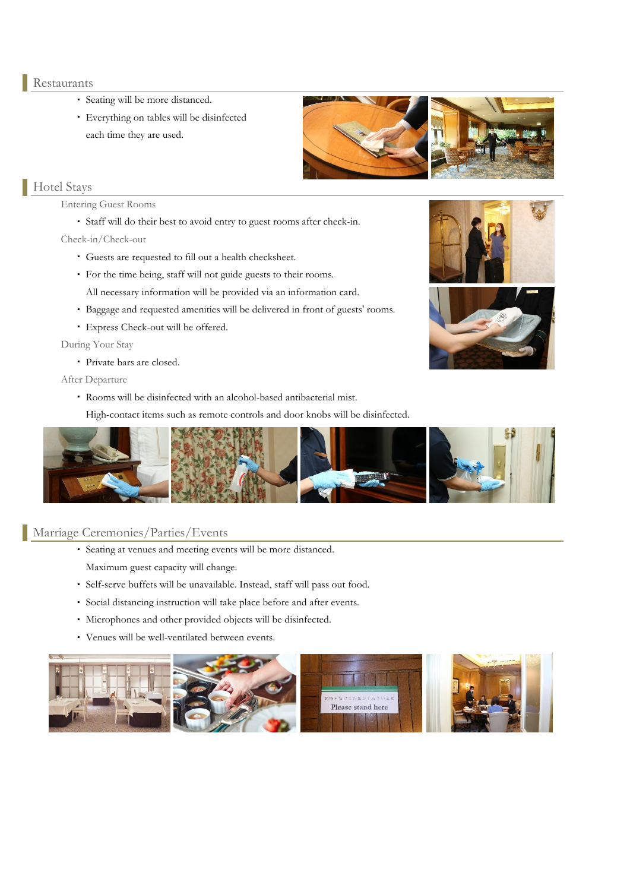## Restaurants

- Seating will be more distanced.
- Everything on tables will be disinfected each time they are used.

## Hotel Stays

### Entering Guest Rooms

- Staff will do their best to avoid entry to guest rooms after check-in.

### Check-in/Check-out

- Guests are requested to fill out a health checksheet.
- For the time being, staff will not guide guests to their rooms. All necessary information will be provided via an information card.
- Baggage and requested amenities will be delivered in front of guests' rooms.
- Express Check-out will be offered.

### During Your Stay

- Private bars are closed.

### After Departure

- Rooms will be disinfected with an alcohol-based antibacterial mist. High-contact items such as remote controls and door knobs will be disinfected.

## Marriage Ceremonies/Parties/Events

- Seating at venues and meeting events will be more distanced. Maximum guest capacity will change.
- Self-serve buffets will be unavailable. Instead, staff will pass out food.
- Social distancing instruction will take place before and after events.
- Microphones and other provided objects will be disinfected.
- Venues will be well-ventilated between events.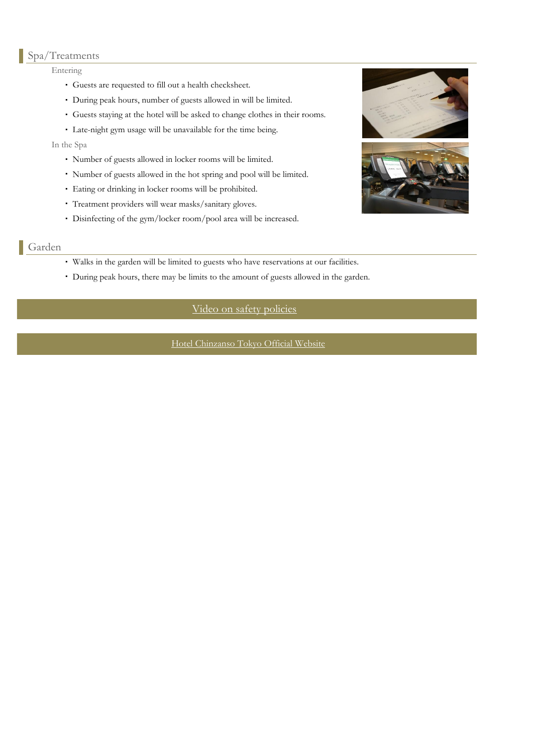## Spa/Treatments

### Entering

- Guests are requested to fill out a health checksheet.
- During peak hours, number of guests allowed in will be limited.
- Guests staying at the hotel will be asked to change clothes in their rooms.
- Late-night gym usage will be unavailable for the time being.

### In the Spa

- Number of guests allowed in locker rooms will be limited.
- Number of guests allowed in the hot spring and pool will be limited.
- Eating or drinking in locker rooms will be prohibited.
- Treatment providers will wear masks/sanitary gloves.
- Disinfecting of the gym/locker room/pool area will be increased.

## Garden

- Walks in the garden will be limited to guests who have reservations at our facilities.
- During peak hours, there may be limits to the amount of guests allowed in the garden.

Video on safety policies

Hotel Chinzanso Tokyo Official Website